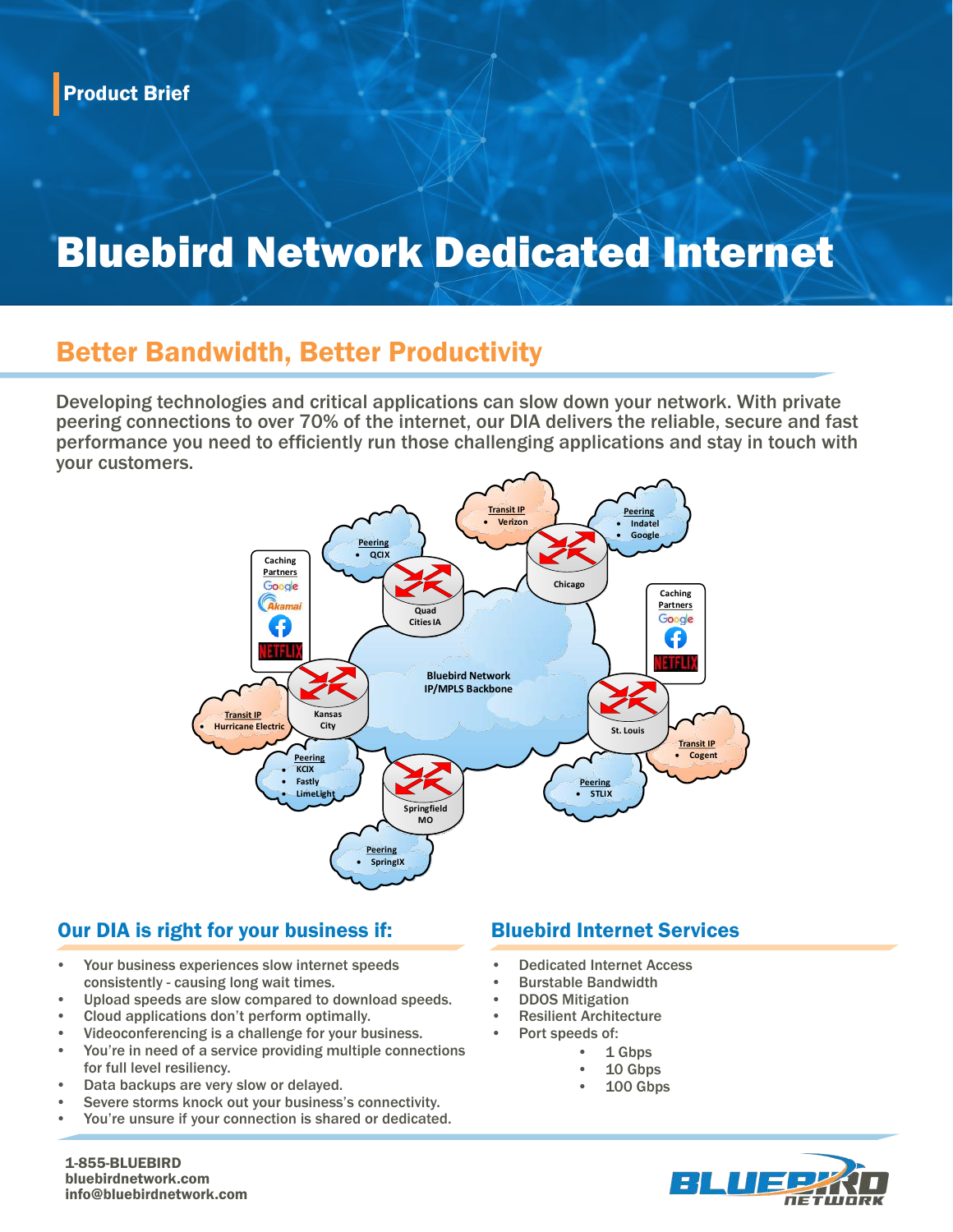Product Brief

# Bluebird Network Dedicated Internet

## Better Bandwidth, Better Productivity

Developing technologies and critical applications can slow down your network. With private peering connections to over 70% of the internet, our DIA delivers the reliable, secure and fast performance you need to efficiently run those challenging applications and stay in touch with your customers.

Transit IP
- Verizon

Peering
- Indatel
- Google

Peering
- QCIX

Caching Partners

Quad Cities IA

Chicago

Caching Partners

Bluebird Network IP/MPLS Backbone

Transit IP
- Hurricane Electric

Kansas City

St. Louis

Transit IP
- Cogent

Peering
- KCIX
- Fastly
- LimeLight

Springfield MO

Peering
- STLIX

Peering
- SpringIX

## Our DIA is right for your business if:

- Your business experiences slow internet speeds consistently - causing long wait times.
- Upload speeds are slow compared to download speeds.
- Cloud applications don't perform optimally.
- Videoconferencing is a challenge for your business.
- You're in need of a service providing multiple connections for full level resiliency.
- Data backups are very slow or delayed.
- Severe storms knock out your business's connectivity.
- You're unsure if your connection is shared or dedicated.

## Bluebird Internet Services

- Dedicated Internet Access
- Burstable Bandwidth
- DDOS Mitigation
- Resilient Architecture
- Port speeds of:
  - 1 Gbps
  - 10 Gbps
  - 100 Gbps

**1-855-BLUEBIRD**
**bluebirdnetwork.com**
**info@bluebirdnetwork.com**

BLUEBIRD NETWORK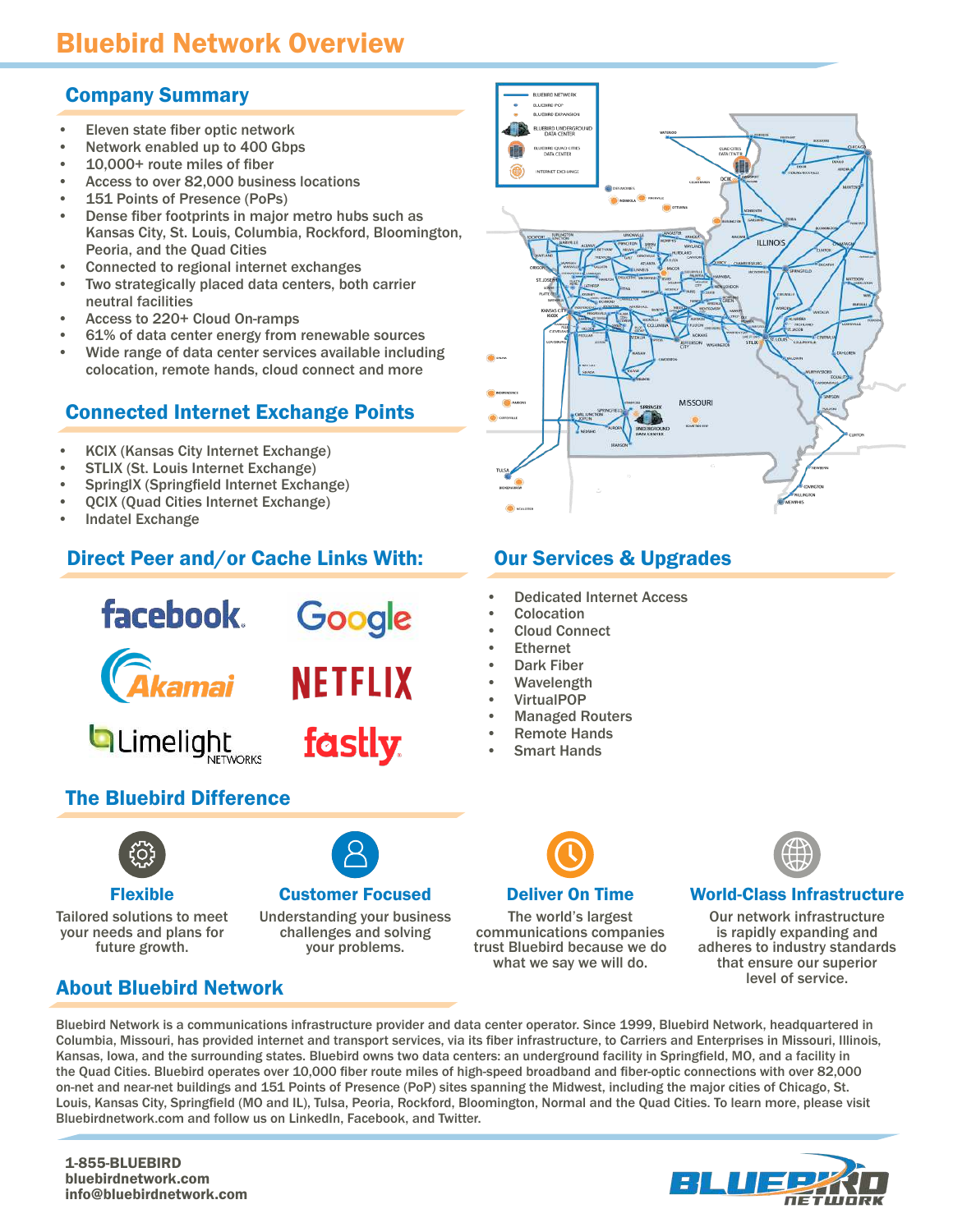# Bluebird Network Overview

## Company Summary

- Eleven state fiber optic network
- Network enabled up to 400 Gbps
- 10,000+ route miles of fiber
- Access to over 82,000 business locations
- 151 Points of Presence (PoPs)
- Dense fiber footprints in major metro hubs such as Kansas City, St. Louis, Columbia, Rockford, Bloomington, Peoria, and the Quad Cities
- Connected to regional internet exchanges
- Two strategically placed data centers, both carrier neutral facilities
- Access to 220+ Cloud On-ramps
- 61% of data center energy from renewable sources
- Wide range of data center services available including colocation, remote hands, cloud connect and more

## Connected Internet Exchange Points

- KCIX (Kansas City Internet Exchange)
- STLIX (St. Louis Internet Exchange)
- SpringIX (Springfield Internet Exchange)
- QCIX (Quad Cities Internet Exchange)
- Indatel Exchange

## Direct Peer and/or Cache Links With:

facebook, Google, Akamai, NETFLIX, Limelight NETWORKS, fastly

## Our Services & Upgrades

- Dedicated Internet Access
- Colocation
- Cloud Connect
- Ethernet
- Dark Fiber
- Wavelength
- VirtualPOP
- Managed Routers
- Remote Hands
- Smart Hands

## The Bluebird Difference

**Flexible**
Tailored solutions to meet your needs and plans for future growth.

**Customer Focused**
Understanding your business challenges and solving your problems.

**Deliver On Time**
The world's largest communications companies trust Bluebird because we do what we say we will do.

**World-Class Infrastructure**
Our network infrastructure is rapidly expanding and adheres to industry standards that ensure our superior level of service.

## About Bluebird Network

Bluebird Network is a communications infrastructure provider and data center operator. Since 1999, Bluebird Network, headquartered in Columbia, Missouri, has provided internet and transport services, via its fiber infrastructure, to Carriers and Enterprises in Missouri, Illinois, Kansas, Iowa, and the surrounding states. Bluebird owns two data centers: an underground facility in Springfield, MO, and a facility in the Quad Cities. Bluebird operates over 10,000 fiber route miles of high-speed broadband and fiber-optic connections with over 82,000 on-net and near-net buildings and 151 Points of Presence (PoP) sites spanning the Midwest, including the major cities of Chicago, St. Louis, Kansas City, Springfield (MO and IL), Tulsa, Peoria, Rockford, Bloomington, Normal and the Quad Cities. To learn more, please visit Bluebirdnetwork.com and follow us on LinkedIn, Facebook, and Twitter.

**1-855-BLUEBIRD**
**bluebirdnetwork.com**
**info@bluebirdnetwork.com**